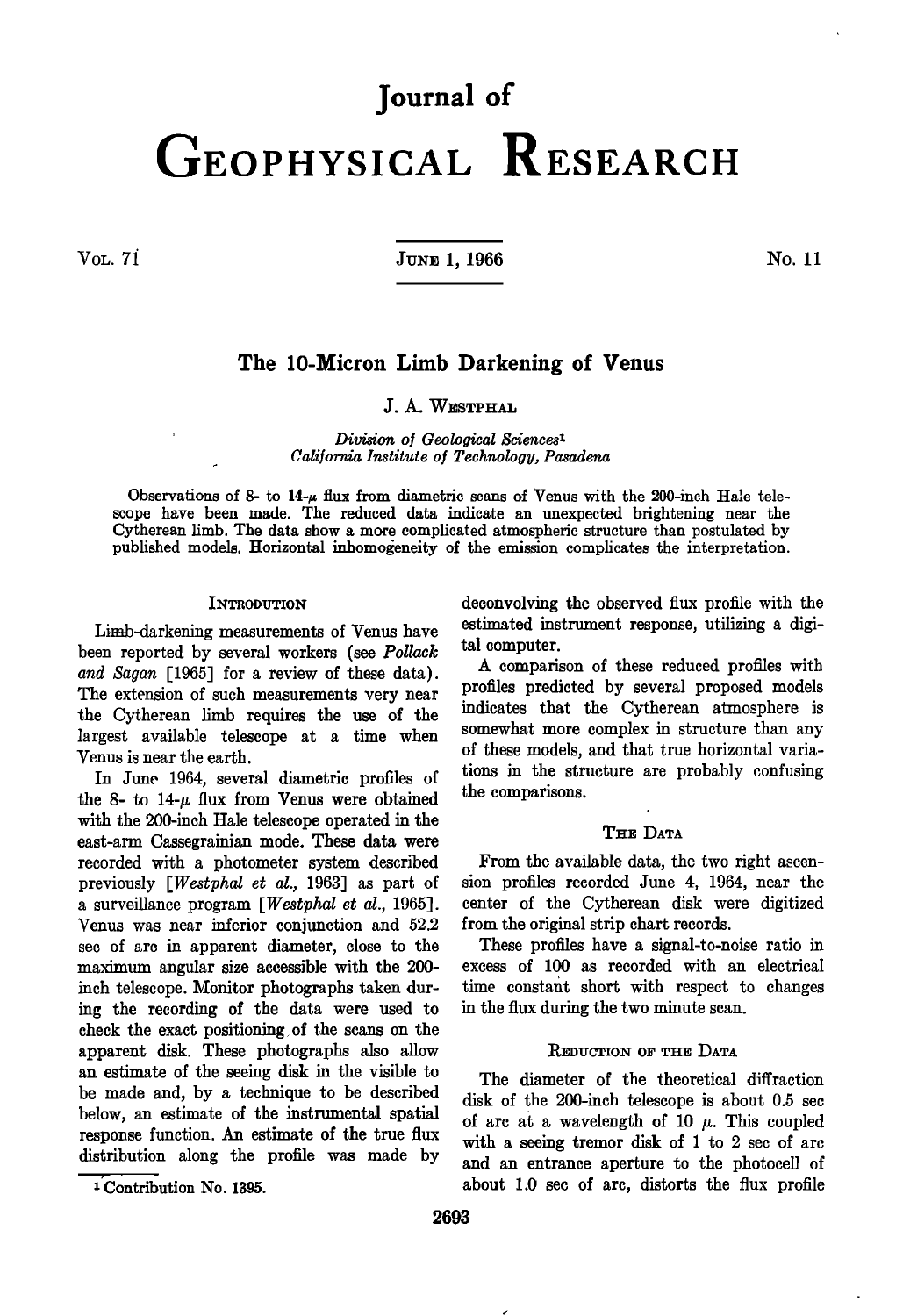# Journal of GEOPHYSICAL RESEARCH

## The 10-Micron Limb Darkening of Venus

J. A. WESTPHAL

*Division of Geological Sciences*[1]
*California Institute of Technology, Pasadena*

Observations of 8- to 14-$\mu$ flux from diametric scans of Venus with the 200-inch Hale telescope have been made. The reduced data indicate an unexpected brightening near the Cytherean limb. The data show a more complicated atmospheric structure than postulated by published models. Horizontal inhomogeneity of the emission complicates the interpretation.

### INTRODUTION

Limb-darkening measurements of Venus have been reported by several workers (see *Pollack and Sagan* [1965] for a review of these data). The extension of such measurements very near the Cytherean limb requires the use of the largest available telescope at a time when Venus is near the earth.

In June 1964, several diametric profiles of the 8- to 14-$\mu$ flux from Venus were obtained with the 200-inch Hale telescope operated in the east-arm Cassegrainian mode. These data were recorded with a photometer system described previously [*Westphal et al.*, 1963] as part of a surveillance program [*Westphal et al.*, 1965]. Venus was near inferior conjunction and 52.2 sec of arc in apparent diameter, close to the maximum angular size accessible with the 200-inch telescope. Monitor photographs taken during the recording of the data were used to check the exact positioning of the scans on the apparent disk. These photographs also allow an estimate of the seeing disk in the visible to be made and, by a technique to be described below, an estimate of the instrumental spatial response function. An estimate of the true flux distribution along the profile was made by deconvolving the observed flux profile with the estimated instrument response, utilizing a digital computer.

A comparison of these reduced profiles with profiles predicted by several proposed models indicates that the Cytherean atmosphere is somewhat more complex in structure than any of these models, and that true horizontal variations in the structure are probably confusing the comparisons.

### THE DATA

From the available data, the two right ascension profiles recorded June 4, 1964, near the center of the Cytherean disk were digitized from the original strip chart records.

These profiles have a signal-to-noise ratio in excess of 100 as recorded with an electrical time constant short with respect to changes in the flux during the two minute scan.

### REDUCTION OF THE DATA

The diameter of the theoretical diffraction disk of the 200-inch telescope is about 0.5 sec of arc at a wavelength of 10 $\mu$. This coupled with a seeing tremor disk of 1 to 2 sec of arc and an entrance aperture to the photocell of about 1.0 sec of arc, distorts the flux profile

[1] Contribution No. 1395.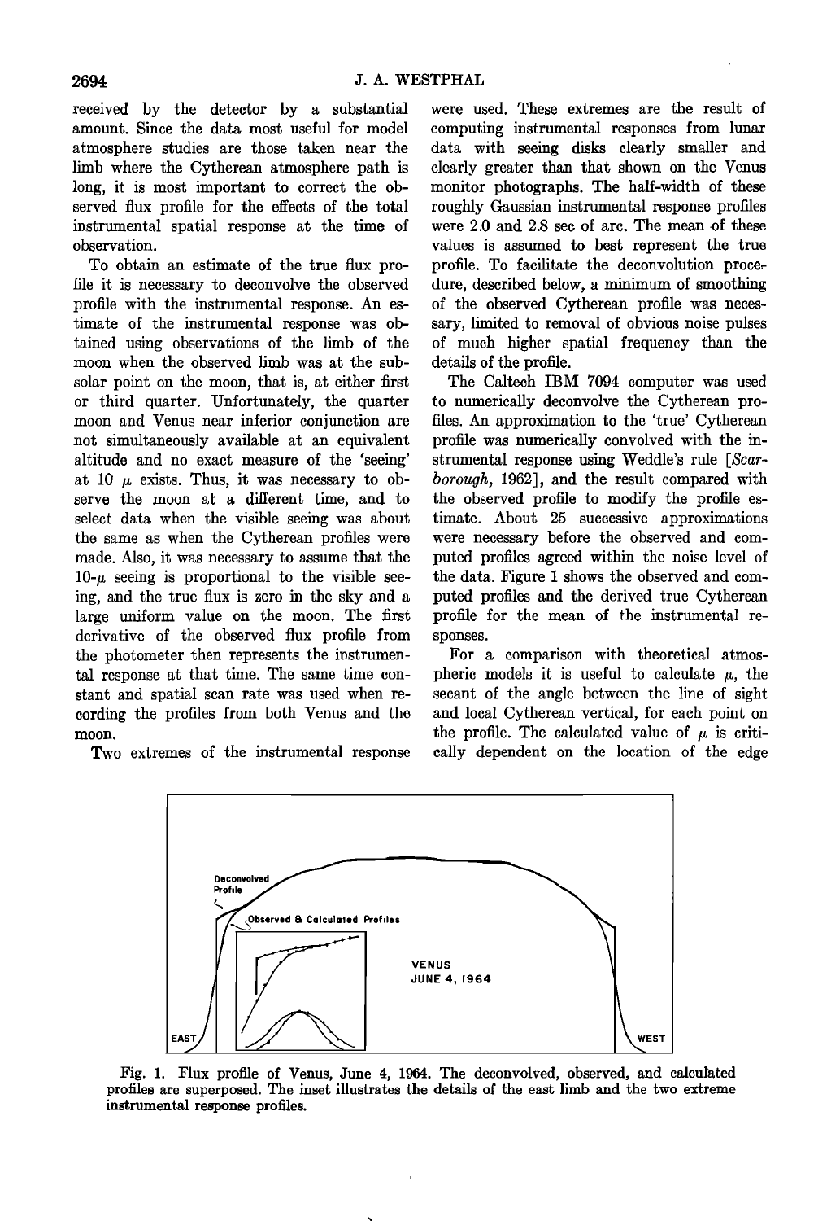received by the detector by a substantial amount. Since the data most useful for model atmosphere studies are those taken near the limb where the Cytherean atmosphere path is long, it is most important to correct the observed flux profile for the effects of the total instrumental spatial response at the time of observation.

To obtain an estimate of the true flux profile it is necessary to deconvolve the observed profile with the instrumental response. An estimate of the instrumental response was obtained using observations of the limb of the moon when the observed limb was at the subsolar point on the moon, that is, at either first or third quarter. Unfortunately, the quarter moon and Venus near inferior conjunction are not simultaneously available at an equivalent altitude and no exact measure of the 'seeing' at 10 $\mu$ exists. Thus, it was necessary to observe the moon at a different time, and to select data when the visible seeing was about the same as when the Cytherean profiles were made. Also, it was necessary to assume that the 10-$\mu$ seeing is proportional to the visible seeing, and the true flux is zero in the sky and a large uniform value on the moon. The first derivative of the observed flux profile from the photometer then represents the instrumental response at that time. The same time constant and spatial scan rate was used when recording the profiles from both Venus and the moon.

Two extremes of the instrumental response were used. These extremes are the result of computing instrumental responses from lunar data with seeing disks clearly smaller and clearly greater than that shown on the Venus monitor photographs. The half-width of these roughly Gaussian instrumental response profiles were 2.0 and 2.8 sec of arc. The mean of these values is assumed to best represent the true profile. To facilitate the deconvolution procedure, described below, a minimum of smoothing of the observed Cytherean profile was necessary, limited to removal of obvious noise pulses of much higher spatial frequency than the details of the profile.

The Caltech IBM 7094 computer was used to numerically deconvolve the Cytherean profiles. An approximation to the 'true' Cytherean profile was numerically convolved with the instrumental response using Weddle's rule [*Scarborough*, 1962], and the result compared with the observed profile to modify the profile estimate. About 25 successive approximations were necessary before the observed and computed profiles agreed within the noise level of the data. Figure 1 shows the observed and computed profiles and the derived true Cytherean profile for the mean of the instrumental responses.

For a comparison with theoretical atmospheric models it is useful to calculate $\mu$, the secant of the angle between the line of sight and local Cytherean vertical, for each point on the profile. The calculated value of $\mu$ is critically dependent on the location of the edge

Fig. 1. Flux profile of Venus, June 4, 1964. The deconvolved, observed, and calculated profiles are superposed. The inset illustrates the details of the east limb and the two extreme instrumental response profiles.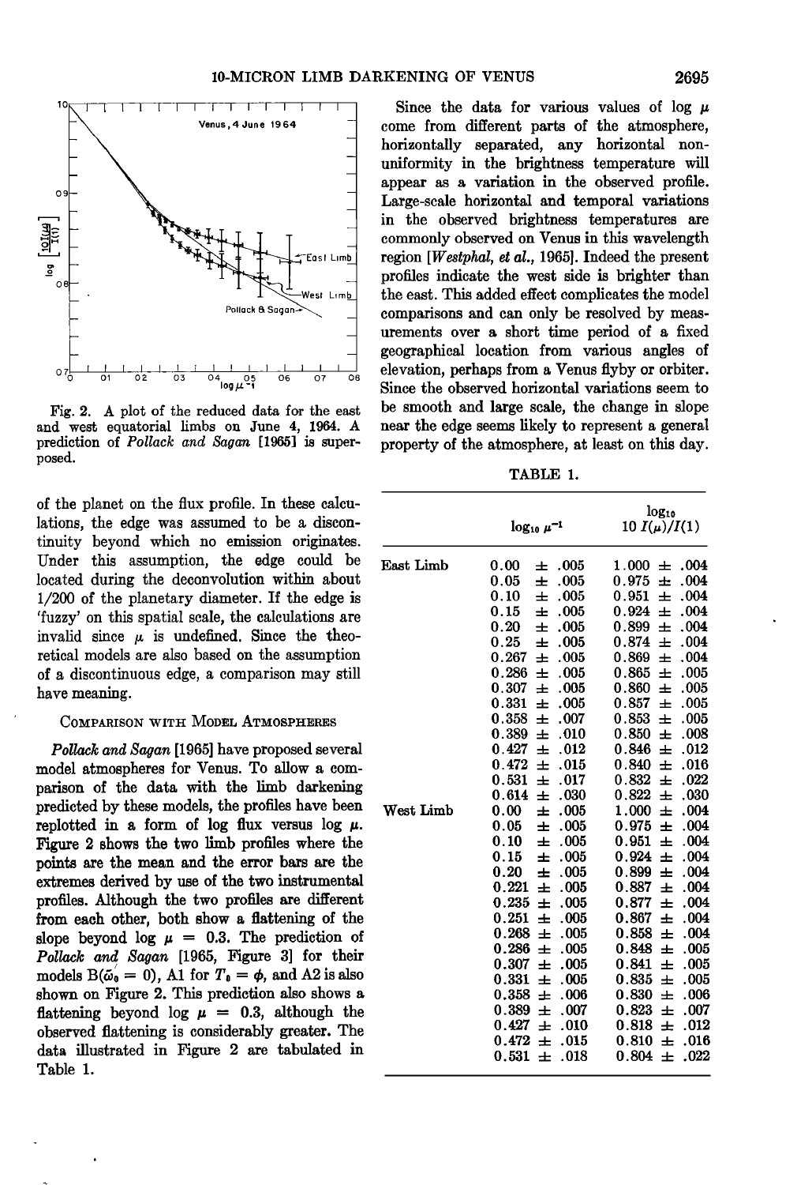Fig. 2. A plot of the reduced data for the east and west equatorial limbs on June 4, 1964. A prediction of *Pollack and Sagan* [1965] is superposed.

of the planet on the flux profile. In these calculations, the edge was assumed to be a discontinuity beyond which no emission originates. Under this assumption, the edge could be located during the deconvolution within about 1/200 of the planetary diameter. If the edge is 'fuzzy' on this spatial scale, the calculations are invalid since $\mu$ is undefined. Since the theoretical models are also based on the assumption of a discontinuous edge, a comparison may still have meaning.

## Comparison with Model Atmospheres

*Pollack and Sagan* [1965] have proposed several model atmospheres for Venus. To allow a comparison of the data with the limb darkening predicted by these models, the profiles have been replotted in a form of log flux versus log $\mu$. Figure 2 shows the two limb profiles where the points are the mean and the error bars are the extremes derived by use of the two instrumental profiles. Although the two profiles are different from each other, both show a flattening of the slope beyond log $\mu$ = 0.3. The prediction of *Pollack and Sagan* [1965, Figure 3] for their models B($\bar{\omega}_0$ = 0), A1 for $T_0 = \phi$, and A2 is also shown on Figure 2. This prediction also shows a flattening beyond log $\mu$ = 0.3, although the observed flattening is considerably greater. The data illustrated in Figure 2 are tabulated in Table 1.

Since the data for various values of log $\mu$ come from different parts of the atmosphere, horizontally separated, any horizontal nonuniformity in the brightness temperature will appear as a variation in the observed profile. Large-scale horizontal and temporal variations in the observed brightness temperatures are commonly observed on Venus in this wavelength region [*Westphal, et al.*, 1965]. Indeed the present profiles indicate the west side is brighter than the east. This added effect complicates the model comparisons and can only be resolved by measurements over a short time period of a fixed geographical location from various angles of elevation, perhaps from a Venus flyby or orbiter. Since the observed horizontal variations seem to be smooth and large scale, the change in slope near the edge seems likely to represent a general property of the atmosphere, at least on this day.

TABLE 1.

| | $\log_{10} \mu^{-1}$ | $\log_{10}$ $10\, I(\mu)/I(1)$ |
|---|---|---|
| East Limb | 0.00 ± .005 | 1.000 ± .004 |
| | 0.05 ± .005 | 0.975 ± .004 |
| | 0.10 ± .005 | 0.951 ± .004 |
| | 0.15 ± .005 | 0.924 ± .004 |
| | 0.20 ± .005 | 0.899 ± .004 |
| | 0.25 ± .005 | 0.874 ± .004 |
| | 0.267 ± .005 | 0.869 ± .004 |
| | 0.286 ± .005 | 0.865 ± .005 |
| | 0.307 ± .005 | 0.860 ± .005 |
| | 0.331 ± .005 | 0.857 ± .005 |
| | 0.358 ± .007 | 0.853 ± .005 |
| | 0.389 ± .010 | 0.850 ± .008 |
| | 0.427 ± .012 | 0.846 ± .012 |
| | 0.472 ± .015 | 0.840 ± .016 |
| | 0.531 ± .017 | 0.832 ± .022 |
| | 0.614 ± .030 | 0.822 ± .030 |
| West Limb | 0.00 ± .005 | 1.000 ± .004 |
| | 0.05 ± .005 | 0.975 ± .004 |
| | 0.10 ± .005 | 0.951 ± .004 |
| | 0.15 ± .005 | 0.924 ± .004 |
| | 0.20 ± .005 | 0.899 ± .004 |
| | 0.221 ± .005 | 0.887 ± .004 |
| | 0.235 ± .005 | 0.877 ± .004 |
| | 0.251 ± .005 | 0.867 ± .004 |
| | 0.268 ± .005 | 0.858 ± .004 |
| | 0.286 ± .005 | 0.848 ± .005 |
| | 0.307 ± .005 | 0.841 ± .005 |
| | 0.331 ± .005 | 0.835 ± .005 |
| | 0.358 ± .006 | 0.830 ± .006 |
| | 0.389 ± .007 | 0.823 ± .007 |
| | 0.427 ± .010 | 0.818 ± .012 |
| | 0.472 ± .015 | 0.810 ± .016 |
| | 0.531 ± .018 | 0.804 ± .022 |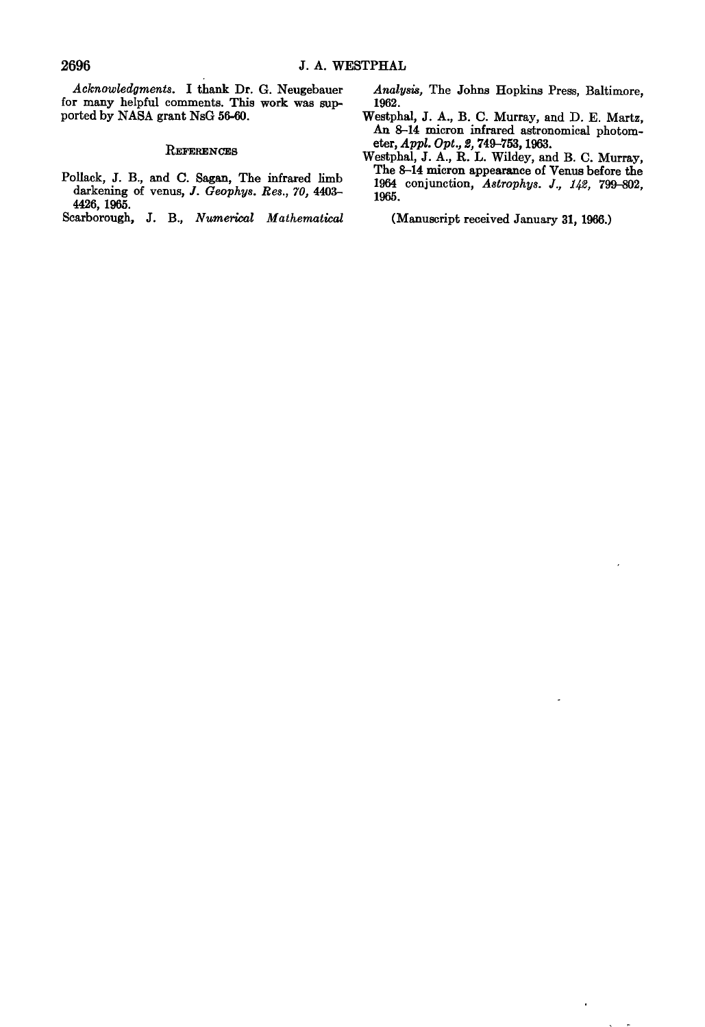*Acknowledgments.* I thank Dr. G. Neugebauer for many helpful comments. This work was supported by NASA grant NsG 56-60.

## References

Pollack, J. B., and C. Sagan, The infrared limb darkening of venus, *J. Geophys. Res., 70,* 4403–4426, 1965.

Scarborough, J. B., *Numerical Mathematical Analysis,* The Johns Hopkins Press, Baltimore, 1962.

Westphal, J. A., B. C. Murray, and D. E. Martz, An 8–14 micron infrared astronomical photometer, *Appl. Opt., 2,* 749–753, 1963.

Westphal, J. A., R. L. Wildey, and B. C. Murray, The 8–14 micron appearance of Venus before the 1964 conjunction, *Astrophys. J., 142,* 799–802, 1965.

(Manuscript received January 31, 1966.)